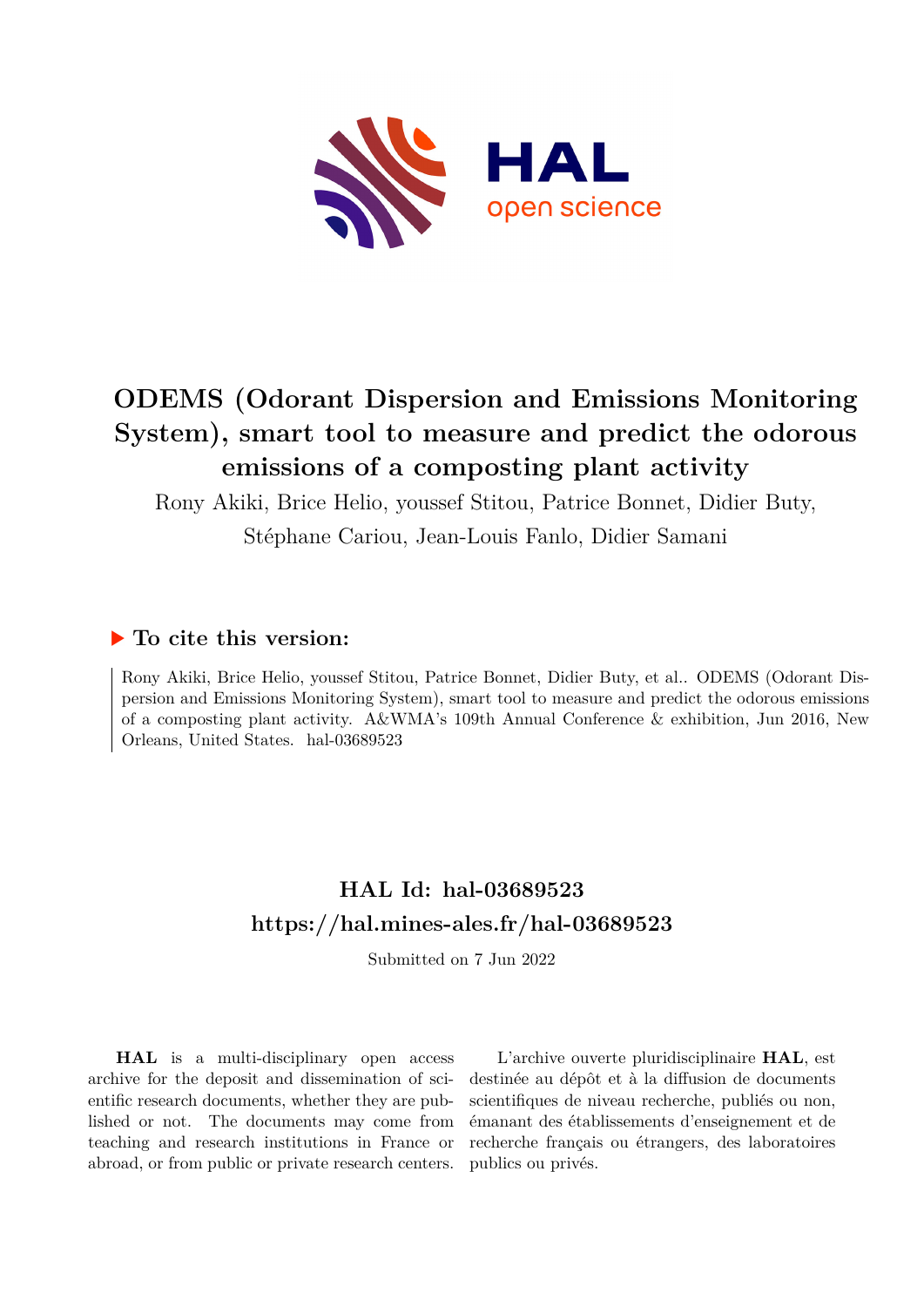# ODEMS (Odorant Dispersion and Emissions Monitoring System), smart tool to measure and predict the odorous emissions of a composting plant activity

Rony Akiki, Brice Helio, youssef Stitou, Patrice Bonnet, Didier Buty, Stéphane Cariou, Jean-Louis Fanlo, Didier Samani

## To cite this version:

Rony Akiki, Brice Helio, youssef Stitou, Patrice Bonnet, Didier Buty, et al.. ODEMS (Odorant Dispersion and Emissions Monitoring System), smart tool to measure and predict the odorous emissions of a composting plant activity. A&WMA's 109th Annual Conference & exhibition, Jun 2016, New Orleans, United States. hal-03689523

## HAL Id: hal-03689523
## https://hal.mines-ales.fr/hal-03689523

Submitted on 7 Jun 2022

**HAL** is a multi-disciplinary open access archive for the deposit and dissemination of scientific research documents, whether they are published or not. The documents may come from teaching and research institutions in France or abroad, or from public or private research centers.

L'archive ouverte pluridisciplinaire **HAL**, est destinée au dépôt et à la diffusion de documents scientifiques de niveau recherche, publiés ou non, émanant des établissements d'enseignement et de recherche français ou étrangers, des laboratoires publics ou privés.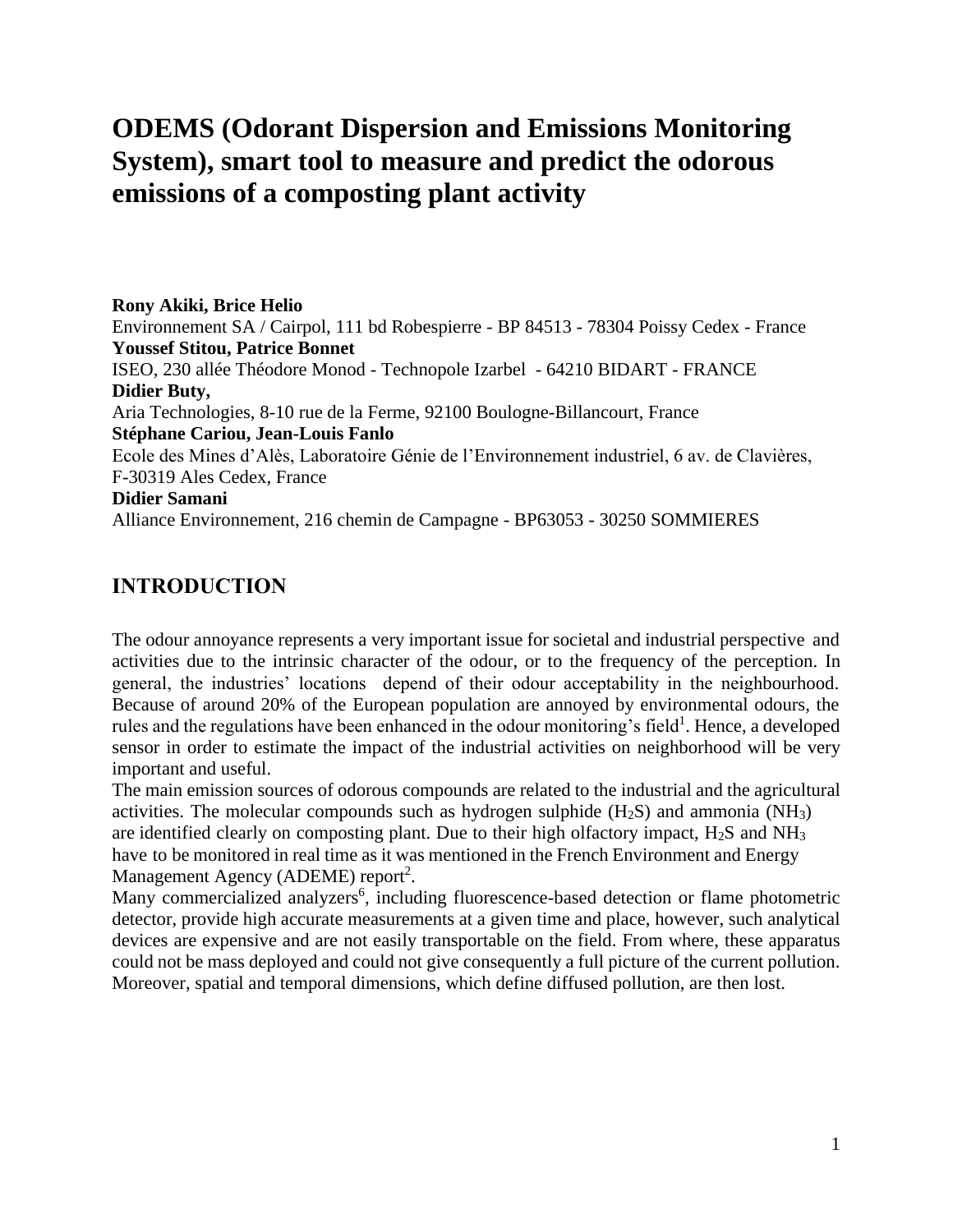# ODEMS (Odorant Dispersion and Emissions Monitoring System), smart tool to measure and predict the odorous emissions of a composting plant activity

**Rony Akiki, Brice Helio**
Environnement SA / Cairpol, 111 bd Robespierre - BP 84513 - 78304 Poissy Cedex - France
**Youssef Stitou, Patrice Bonnet**
ISEO, 230 allée Théodore Monod - Technopole Izarbel - 64210 BIDART - FRANCE
**Didier Buty,**
Aria Technologies, 8-10 rue de la Ferme, 92100 Boulogne-Billancourt, France
**Stéphane Cariou, Jean-Louis Fanlo**
Ecole des Mines d'Alès, Laboratoire Génie de l'Environnement industriel, 6 av. de Clavières, F-30319 Ales Cedex, France
**Didier Samani**
Alliance Environnement, 216 chemin de Campagne - BP63053 - 30250 SOMMIERES

## INTRODUCTION

The odour annoyance represents a very important issue for societal and industrial perspective and activities due to the intrinsic character of the odour, or to the frequency of the perception. In general, the industries' locations depend of their odour acceptability in the neighbourhood. Because of around 20% of the European population are annoyed by environmental odours, the rules and the regulations have been enhanced in the odour monitoring's field[1]. Hence, a developed sensor in order to estimate the impact of the industrial activities on neighborhood will be very important and useful.

The main emission sources of odorous compounds are related to the industrial and the agricultural activities. The molecular compounds such as hydrogen sulphide ($H_2S$) and ammonia ($NH_3$) are identified clearly on composting plant. Due to their high olfactory impact, $H_2S$ and $NH_3$ have to be monitored in real time as it was mentioned in the French Environment and Energy Management Agency (ADEME) report[2].

Many commercialized analyzers[6], including fluorescence-based detection or flame photometric detector, provide high accurate measurements at a given time and place, however, such analytical devices are expensive and are not easily transportable on the field. From where, these apparatus could not be mass deployed and could not give consequently a full picture of the current pollution. Moreover, spatial and temporal dimensions, which define diffused pollution, are then lost.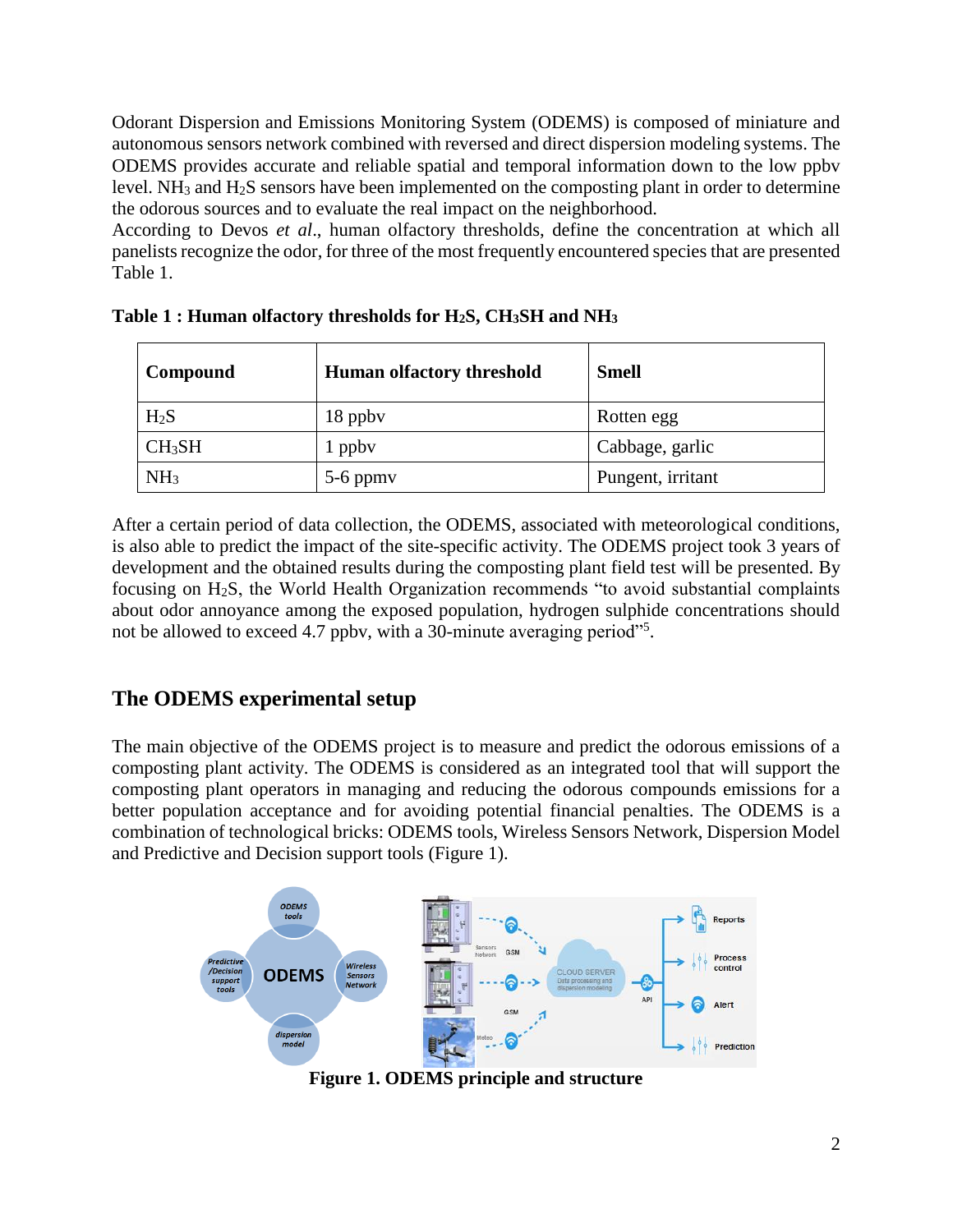Odorant Dispersion and Emissions Monitoring System (ODEMS) is composed of miniature and autonomous sensors network combined with reversed and direct dispersion modeling systems. The ODEMS provides accurate and reliable spatial and temporal information down to the low ppbv level. $NH_3$ and $H_2S$ sensors have been implemented on the composting plant in order to determine the odorous sources and to evaluate the real impact on the neighborhood.
According to Devos *et al*., human olfactory thresholds, define the concentration at which all panelists recognize the odor, for three of the most frequently encountered species that are presented Table 1.

**Table 1 : Human olfactory thresholds for $H_2S$, $CH_3SH$ and $NH_3$**

| Compound | Human olfactory threshold | Smell |
| --- | --- | --- |
| $H_2S$ | 18 ppbv | Rotten egg |
| $CH_3SH$ | 1 ppbv | Cabbage, garlic |
| $NH_3$ | 5-6 ppmv | Pungent, irritant |

After a certain period of data collection, the ODEMS, associated with meteorological conditions, is also able to predict the impact of the site-specific activity. The ODEMS project took 3 years of development and the obtained results during the composting plant field test will be presented. By focusing on $H_2S$, the World Health Organization recommends "to avoid substantial complaints about odor annoyance among the exposed population, hydrogen sulphide concentrations should not be allowed to exceed 4.7 ppbv, with a 30-minute averaging period"[5].

## The ODEMS experimental setup

The main objective of the ODEMS project is to measure and predict the odorous emissions of a composting plant activity. The ODEMS is considered as an integrated tool that will support the composting plant operators in managing and reducing the odorous compounds emissions for a better population acceptance and for avoiding potential financial penalties. The ODEMS is a combination of technological bricks: ODEMS tools, Wireless Sensors Network, Dispersion Model and Predictive and Decision support tools (Figure 1).

ODEMS tools
Predictive /Decision support tools
ODEMS
Wireless Sensors Network
dispersion model
Sensors Network
GSM
GSM
Meteo
CLOUD SERVER
Data processing and dispersion modeling
API
Reports
Process control
Alert
Prediction

**Figure 1. ODEMS principle and structure**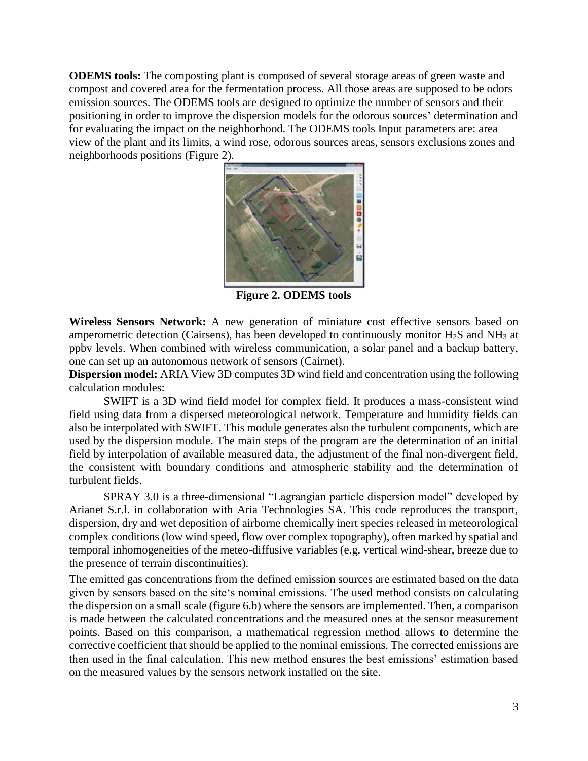**ODEMS tools:** The composting plant is composed of several storage areas of green waste and compost and covered area for the fermentation process. All those areas are supposed to be odors emission sources. The ODEMS tools are designed to optimize the number of sensors and their positioning in order to improve the dispersion models for the odorous sources' determination and for evaluating the impact on the neighborhood. The ODEMS tools Input parameters are: area view of the plant and its limits, a wind rose, odorous sources areas, sensors exclusions zones and neighborhoods positions (Figure 2).

**Figure 2. ODEMS tools**

**Wireless Sensors Network:** A new generation of miniature cost effective sensors based on amperometric detection (Cairsens), has been developed to continuously monitor $H_2S$ and $NH_3$ at ppbv levels. When combined with wireless communication, a solar panel and a backup battery, one can set up an autonomous network of sensors (Cairnet).

**Dispersion model:** ARIA View 3D computes 3D wind field and concentration using the following calculation modules:

SWIFT is a 3D wind field model for complex field. It produces a mass-consistent wind field using data from a dispersed meteorological network. Temperature and humidity fields can also be interpolated with SWIFT. This module generates also the turbulent components, which are used by the dispersion module. The main steps of the program are the determination of an initial field by interpolation of available measured data, the adjustment of the final non-divergent field, the consistent with boundary conditions and atmospheric stability and the determination of turbulent fields.

SPRAY 3.0 is a three-dimensional "Lagrangian particle dispersion model" developed by Arianet S.r.l. in collaboration with Aria Technologies SA. This code reproduces the transport, dispersion, dry and wet deposition of airborne chemically inert species released in meteorological complex conditions (low wind speed, flow over complex topography), often marked by spatial and temporal inhomogeneities of the meteo-diffusive variables (e.g. vertical wind-shear, breeze due to the presence of terrain discontinuities).

The emitted gas concentrations from the defined emission sources are estimated based on the data given by sensors based on the site's nominal emissions. The used method consists on calculating the dispersion on a small scale (figure 6.b) where the sensors are implemented. Then, a comparison is made between the calculated concentrations and the measured ones at the sensor measurement points. Based on this comparison, a mathematical regression method allows to determine the corrective coefficient that should be applied to the nominal emissions. The corrected emissions are then used in the final calculation. This new method ensures the best emissions' estimation based on the measured values by the sensors network installed on the site.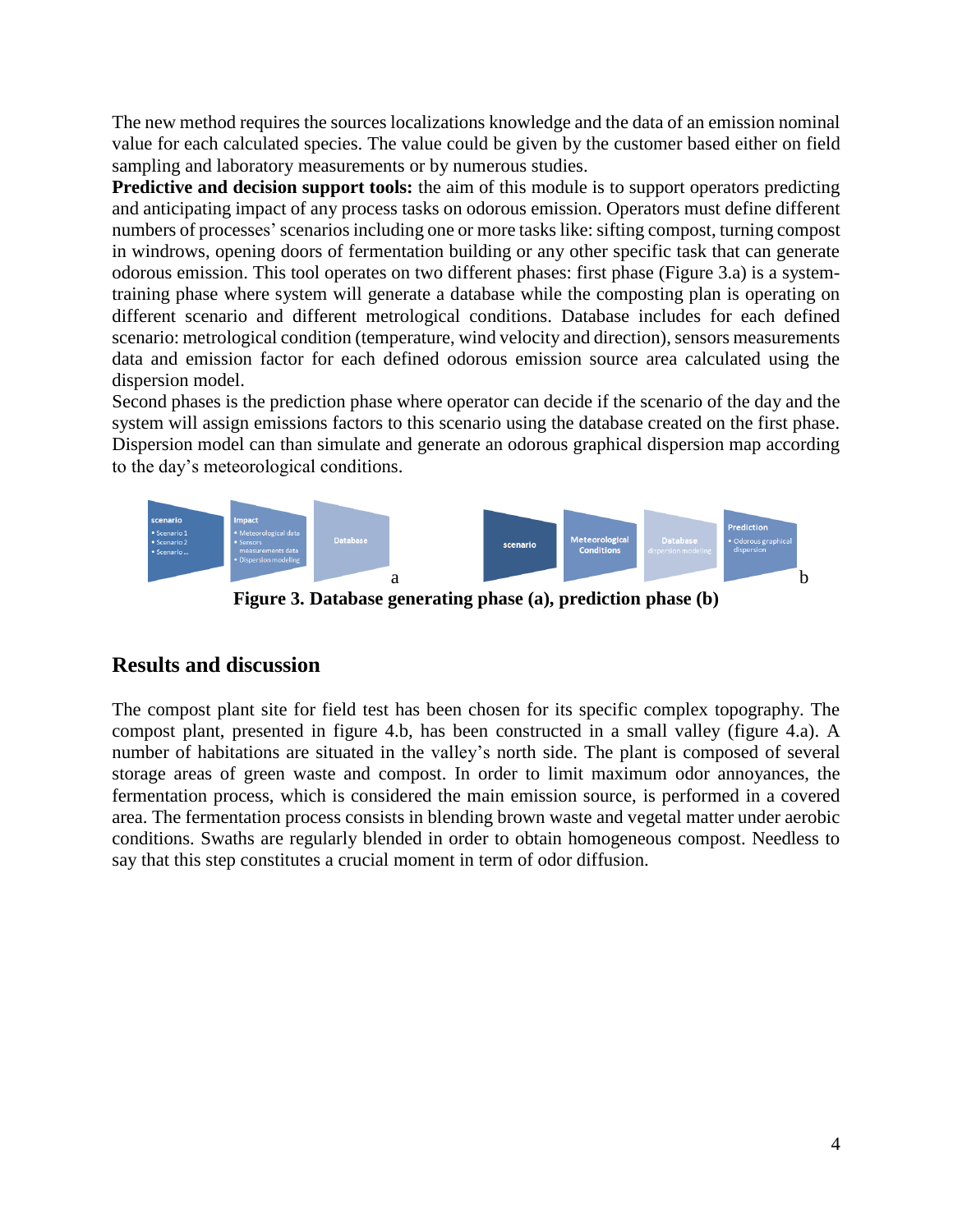The new method requires the sources localizations knowledge and the data of an emission nominal value for each calculated species. The value could be given by the customer based either on field sampling and laboratory measurements or by numerous studies.

**Predictive and decision support tools:** the aim of this module is to support operators predicting and anticipating impact of any process tasks on odorous emission. Operators must define different numbers of processes' scenarios including one or more tasks like: sifting compost, turning compost in windrows, opening doors of fermentation building or any other specific task that can generate odorous emission. This tool operates on two different phases: first phase (Figure 3.a) is a system-training phase where system will generate a database while the composting plan is operating on different scenario and different metrological conditions. Database includes for each defined scenario: metrological condition (temperature, wind velocity and direction), sensors measurements data and emission factor for each defined odorous emission source area calculated using the dispersion model.

Second phases is the prediction phase where operator can decide if the scenario of the day and the system will assign emissions factors to this scenario using the database created on the first phase. Dispersion model can than simulate and generate an odorous graphical dispersion map according to the day's meteorological conditions.

scenario
- Scenario 1
- Scenario 2
- Scenario ...

Impact
- Meteorological data
- Sensors measurements data
- Dispersion modeling

Database

a

scenario

Meteorological Conditions

Database
dispersion modeling

Prediction
- Odorous graphical dispersion

b

**Figure 3. Database generating phase (a), prediction phase (b)**

## Results and discussion

The compost plant site for field test has been chosen for its specific complex topography. The compost plant, presented in figure 4.b, has been constructed in a small valley (figure 4.a). A number of habitations are situated in the valley's north side. The plant is composed of several storage areas of green waste and compost. In order to limit maximum odor annoyances, the fermentation process, which is considered the main emission source, is performed in a covered area. The fermentation process consists in blending brown waste and vegetal matter under aerobic conditions. Swaths are regularly blended in order to obtain homogeneous compost. Needless to say that this step constitutes a crucial moment in term of odor diffusion.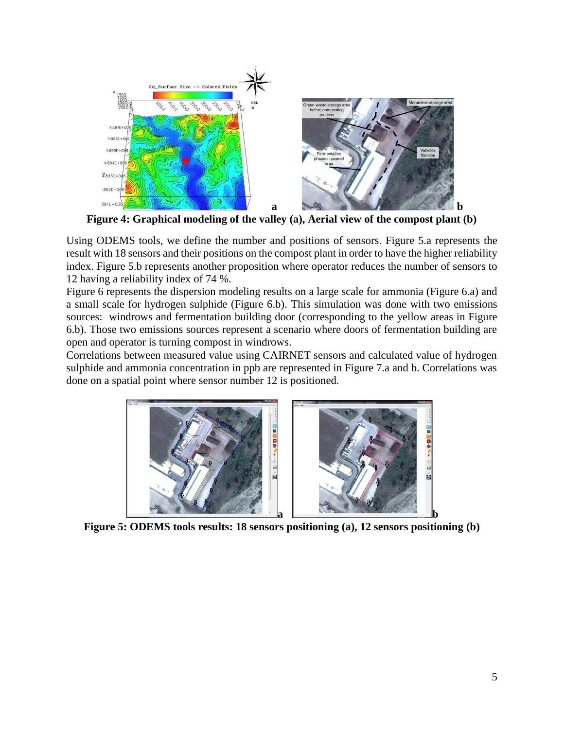Figure 4: Graphical modeling of the valley (a), Aerial view of the compost plant (b)

Using ODEMS tools, we define the number and positions of sensors. Figure 5.a represents the result with 18 sensors and their positions on the compost plant in order to have the higher reliability index. Figure 5.b represents another proposition where operator reduces the number of sensors to 12 having a reliability index of 74 %.

Figure 6 represents the dispersion modeling results on a large scale for ammonia (Figure 6.a) and a small scale for hydrogen sulphide (Figure 6.b). This simulation was done with two emissions sources: windrows and fermentation building door (corresponding to the yellow areas in Figure 6.b). Those two emissions sources represent a scenario where doors of fermentation building are open and operator is turning compost in windrows.

Correlations between measured value using CAIRNET sensors and calculated value of hydrogen sulphide and ammonia concentration in ppb are represented in Figure 7.a and b. Correlations was done on a spatial point where sensor number 12 is positioned.

Figure 5: ODEMS tools results: 18 sensors positioning (a), 12 sensors positioning (b)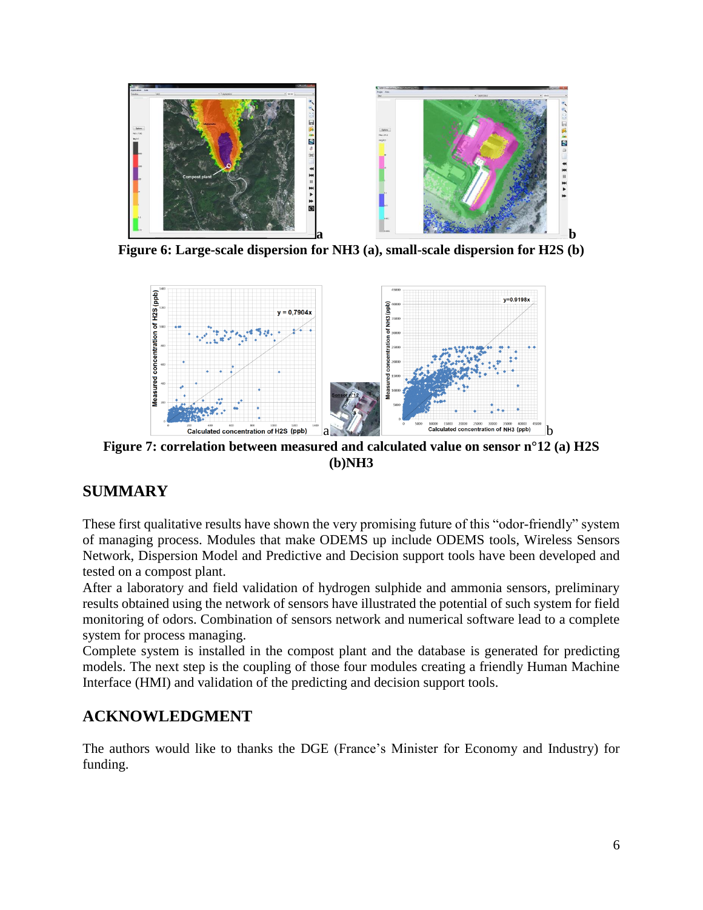Figure 6: Large-scale dispersion for $NH_3$ (a), small-scale dispersion for $H_2S$ (b)

Figure 7: correlation between measured and calculated value on sensor n°12 (a) H2S (b)NH3

## SUMMARY

These first qualitative results have shown the very promising future of this "odor-friendly" system of managing process. Modules that make ODEMS up include ODEMS tools, Wireless Sensors Network, Dispersion Model and Predictive and Decision support tools have been developed and tested on a compost plant.

After a laboratory and field validation of hydrogen sulphide and ammonia sensors, preliminary results obtained using the network of sensors have illustrated the potential of such system for field monitoring of odors. Combination of sensors network and numerical software lead to a complete system for process managing.

Complete system is installed in the compost plant and the database is generated for predicting models. The next step is the coupling of those four modules creating a friendly Human Machine Interface (HMI) and validation of the predicting and decision support tools.

## ACKNOWLEDGMENT

The authors would like to thanks the DGE (France's Minister for Economy and Industry) for funding.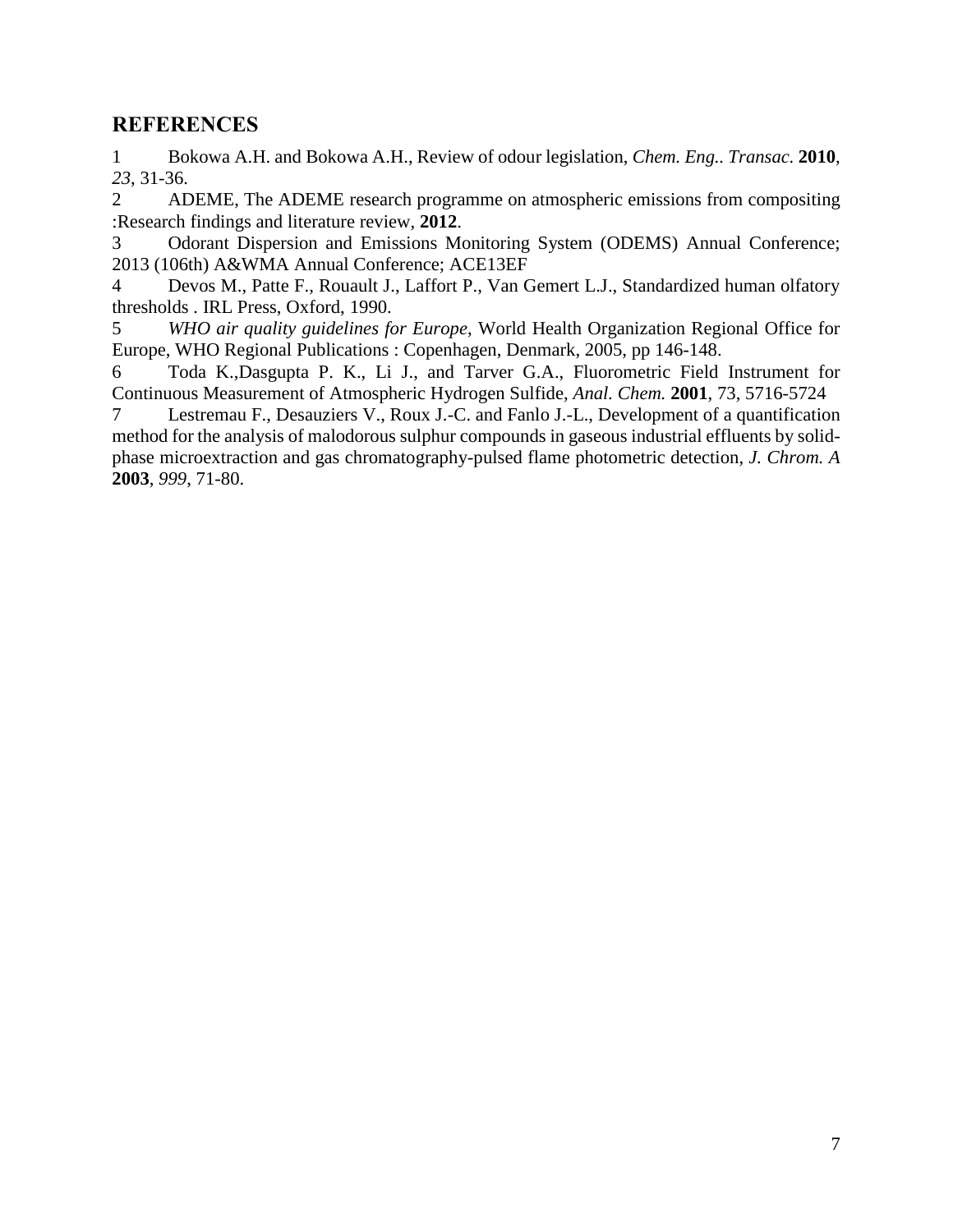## REFERENCES

1 Bokowa A.H. and Bokowa A.H., Review of odour legislation, *Chem. Eng.. Transac.* **2010**, *23*, 31-36.

2 ADEME, The ADEME research programme on atmospheric emissions from compositing :Research findings and literature review, **2012**.

3 Odorant Dispersion and Emissions Monitoring System (ODEMS) Annual Conference; 2013 (106th) A&WMA Annual Conference; ACE13EF

4 Devos M., Patte F., Rouault J., Laffort P., Van Gemert L.J., Standardized human olfatory thresholds . IRL Press, Oxford, 1990.

5 *WHO air quality guidelines for Europe*, World Health Organization Regional Office for Europe, WHO Regional Publications : Copenhagen, Denmark, 2005, pp 146-148.

6 Toda K.,Dasgupta P. K., Li J., and Tarver G.A., Fluorometric Field Instrument for Continuous Measurement of Atmospheric Hydrogen Sulfide, *Anal. Chem.* **2001**, 73, 5716-5724

7 Lestremau F., Desauziers V., Roux J.-C. and Fanlo J.-L., Development of a quantification method for the analysis of malodorous sulphur compounds in gaseous industrial effluents by solid-phase microextraction and gas chromatography-pulsed flame photometric detection, *J. Chrom. A* **2003**, *999*, 71-80.